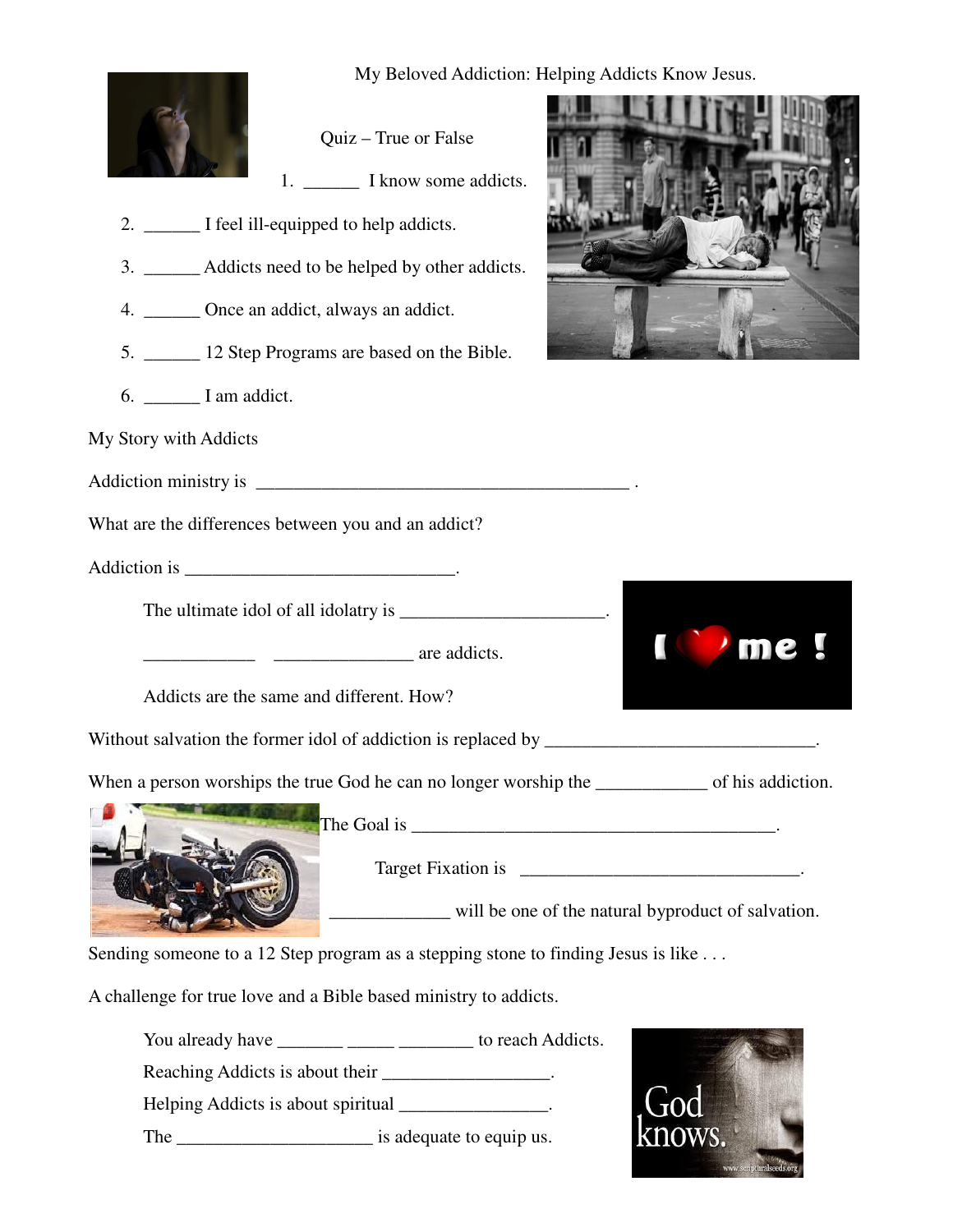# My Beloved Addiction: Helping Addicts Know Jesus.

## Quiz – True or False

1. ______ I know some addicts.
2. ______ I feel ill-equipped to help addicts.
3. ______ Addicts need to be helped by other addicts.
4. ______ Once an addict, always an addict.
5. ______ 12 Step Programs are based on the Bible.
6. ______ I am addict.

My Story with Addicts

Addiction ministry is ________________________________________ .

What are the differences between you and an addict?

Addiction is ____________________________.

The ultimate idol of all idolatry is _____________________.

___________ ______________ are addicts.

Addicts are the same and different. How?

Without salvation the former idol of addiction is replaced by ____________________________.

When a person worships the true God he can no longer worship the ___________ of his addiction.

The Goal is _______________________________________.

Target Fixation is ______________________________.

____________ will be one of the natural byproduct of salvation.

Sending someone to a 12 Step program as a stepping stone to finding Jesus is like . . .

A challenge for true love and a Bible based ministry to addicts.

You already have _______ _____ ________ to reach Addicts.

Reaching Addicts is about their _________________.

Helping Addicts is about spiritual _______________.

The ____________________ is adequate to equip us.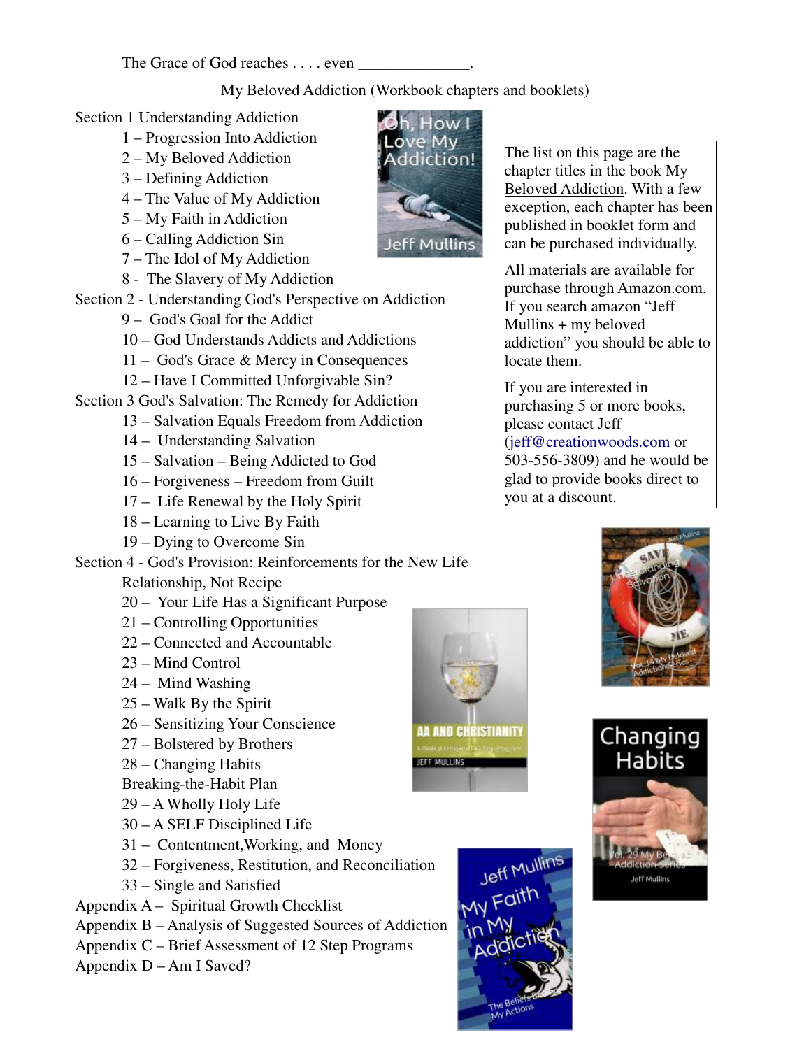The Grace of God reaches . . . . even ______________.

My Beloved Addiction (Workbook chapters and booklets)

Section 1 Understanding Addiction

- 1 – Progression Into Addiction
- 2 – My Beloved Addiction
- 3 – Defining Addiction
- 4 – The Value of My Addiction
- 5 – My Faith in Addiction
- 6 – Calling Addiction Sin
- 7 – The Idol of My Addiction
- 8 - The Slavery of My Addiction

Section 2 - Understanding God's Perspective on Addiction

- 9 – God's Goal for the Addict
- 10 – God Understands Addicts and Addictions
- 11 – God's Grace & Mercy in Consequences
- 12 – Have I Committed Unforgivable Sin?

Section 3 God's Salvation: The Remedy for Addiction

- 13 – Salvation Equals Freedom from Addiction
- 14 – Understanding Salvation
- 15 – Salvation – Being Addicted to God
- 16 – Forgiveness – Freedom from Guilt
- 17 – Life Renewal by the Holy Spirit
- 18 – Learning to Live By Faith
- 19 – Dying to Overcome Sin

Section 4 - God's Provision: Reinforcements for the New Life

- Relationship, Not Recipe
- 20 – Your Life Has a Significant Purpose
- 21 – Controlling Opportunities
- 22 – Connected and Accountable
- 23 – Mind Control
- 24 – Mind Washing
- 25 – Walk By the Spirit
- 26 – Sensitizing Your Conscience
- 27 – Bolstered by Brothers
- 28 – Changing Habits
- Breaking-the-Habit Plan
- 29 – A Wholly Holy Life
- 30 – A SELF Disciplined Life
- 31 – Contentment,Working, and Money
- 32 – Forgiveness, Restitution, and Reconciliation
- 33 – Single and Satisfied

Appendix A – Spiritual Growth Checklist

Appendix B – Analysis of Suggested Sources of Addiction

Appendix C – Brief Assessment of 12 Step Programs

Appendix D – Am I Saved?

The list on this page are the chapter titles in the book My Beloved Addiction. With a few exception, each chapter has been published in booklet form and can be purchased individually.

All materials are available for purchase through Amazon.com. If you search amazon "Jeff Mullins + my beloved addiction" you should be able to locate them.

If you are interested in purchasing 5 or more books, please contact Jeff (jeff@creationwoods.com or 503-556-3809) and he would be glad to provide books direct to you at a discount.